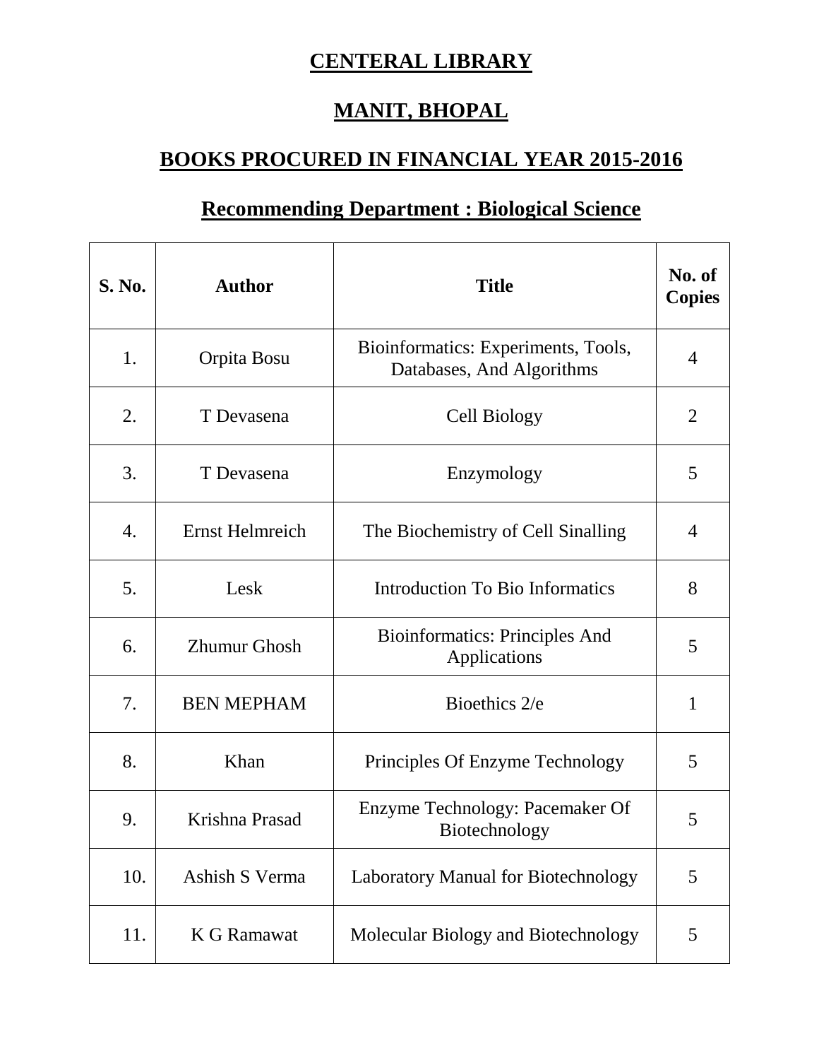# CENTERAL LIBRARY

# MANIT, BHOPAL

## BOOKS PROCURED IN FINANCIAL YEAR 2015-2016

### Recommending Department : Biological Science

| S. No. | Author | Title | No. of Copies |
|---|---|---|---|
| 1. | Orpita Bosu | Bioinformatics: Experiments, Tools, Databases, And Algorithms | 4 |
| 2. | T Devasena | Cell Biology | 2 |
| 3. | T Devasena | Enzymology | 5 |
| 4. | Ernst Helmreich | The Biochemistry of Cell Sinalling | 4 |
| 5. | Lesk | Introduction To Bio Informatics | 8 |
| 6. | Zhumur Ghosh | Bioinformatics: Principles And Applications | 5 |
| 7. | BEN MEPHAM | Bioethics 2/e | 1 |
| 8. | Khan | Principles Of Enzyme Technology | 5 |
| 9. | Krishna Prasad | Enzyme Technology: Pacemaker Of Biotechnology | 5 |
| 10. | Ashish S Verma | Laboratory Manual for Biotechnology | 5 |
| 11. | K G Ramawat | Molecular Biology and Biotechnology | 5 |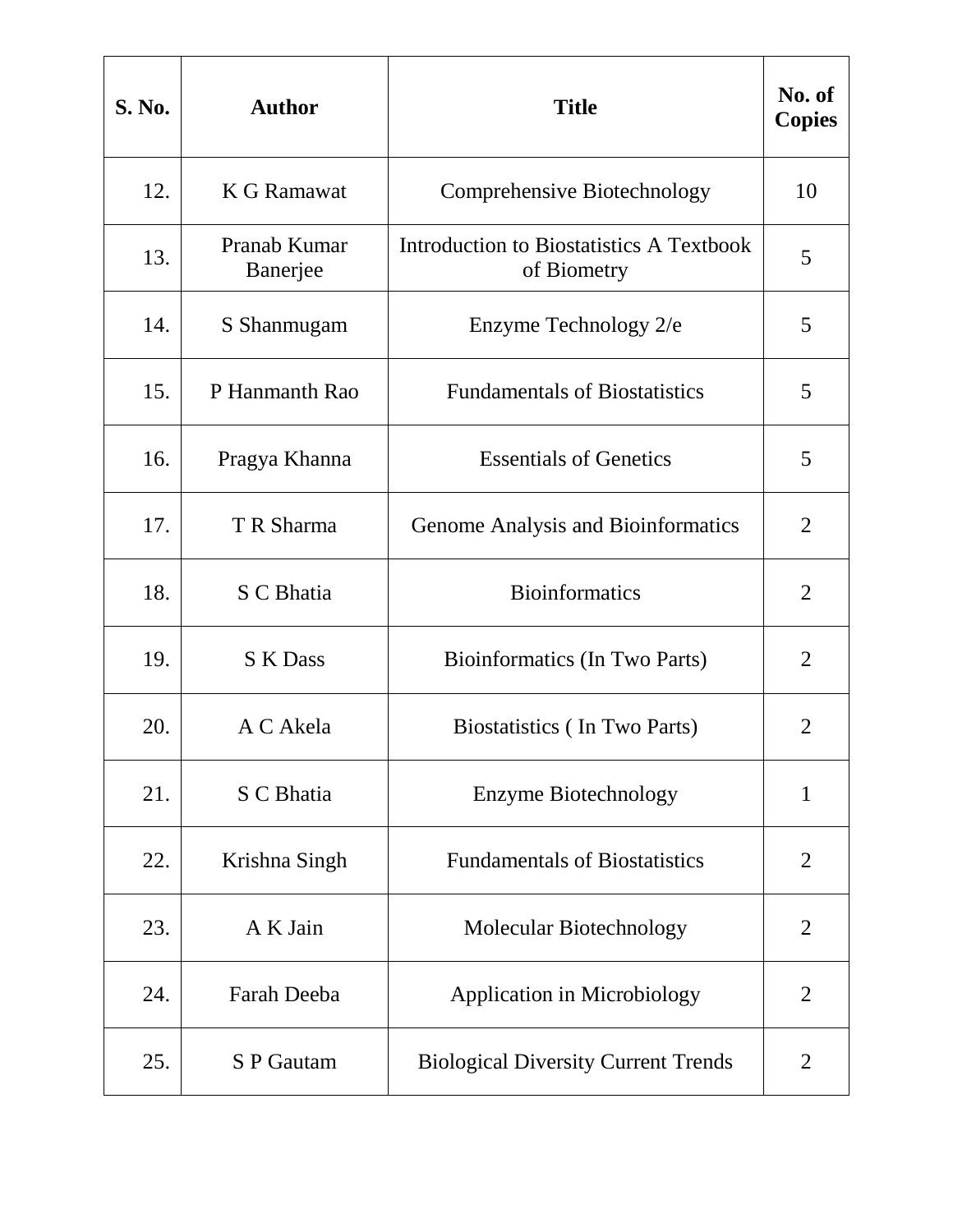| S. No. | Author | Title | No. of Copies |
|---|---|---|---|
| 12. | K G Ramawat | Comprehensive Biotechnology | 10 |
| 13. | Pranab Kumar Banerjee | Introduction to Biostatistics A Textbook of Biometry | 5 |
| 14. | S Shanmugam | Enzyme Technology 2/e | 5 |
| 15. | P Hanmanth Rao | Fundamentals of Biostatistics | 5 |
| 16. | Pragya Khanna | Essentials of Genetics | 5 |
| 17. | T R Sharma | Genome Analysis and Bioinformatics | 2 |
| 18. | S C Bhatia | Bioinformatics | 2 |
| 19. | S K Dass | Bioinformatics (In Two Parts) | 2 |
| 20. | A C Akela | Biostatistics ( In Two Parts) | 2 |
| 21. | S C Bhatia | Enzyme Biotechnology | 1 |
| 22. | Krishna Singh | Fundamentals of Biostatistics | 2 |
| 23. | A K Jain | Molecular Biotechnology | 2 |
| 24. | Farah Deeba | Application in Microbiology | 2 |
| 25. | S P Gautam | Biological Diversity Current Trends | 2 |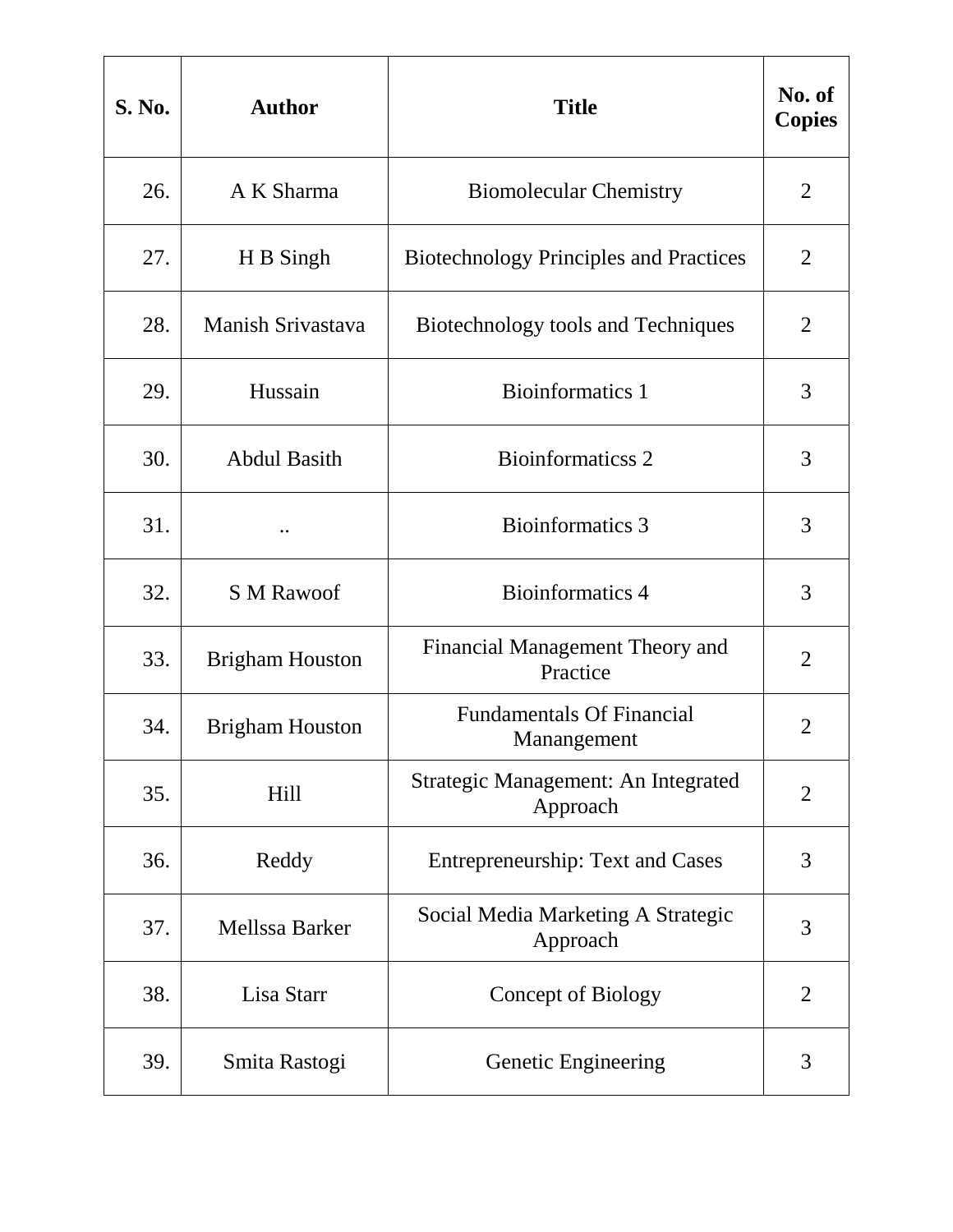| S. No. | Author | Title | No. of Copies |
|---|---|---|---|
| 26. | A K Sharma | Biomolecular Chemistry | 2 |
| 27. | H B Singh | Biotechnology Principles and Practices | 2 |
| 28. | Manish Srivastava | Biotechnology tools and Techniques | 2 |
| 29. | Hussain | Bioinformatics 1 | 3 |
| 30. | Abdul Basith | Bioinformaticss 2 | 3 |
| 31. | .. | Bioinformatics 3 | 3 |
| 32. | S M Rawoof | Bioinformatics 4 | 3 |
| 33. | Brigham Houston | Financial Management Theory and Practice | 2 |
| 34. | Brigham Houston | Fundamentals Of Financial Manangement | 2 |
| 35. | Hill | Strategic Management: An Integrated Approach | 2 |
| 36. | Reddy | Entrepreneurship: Text and Cases | 3 |
| 37. | Mellssa Barker | Social Media Marketing A Strategic Approach | 3 |
| 38. | Lisa Starr | Concept of Biology | 2 |
| 39. | Smita Rastogi | Genetic Engineering | 3 |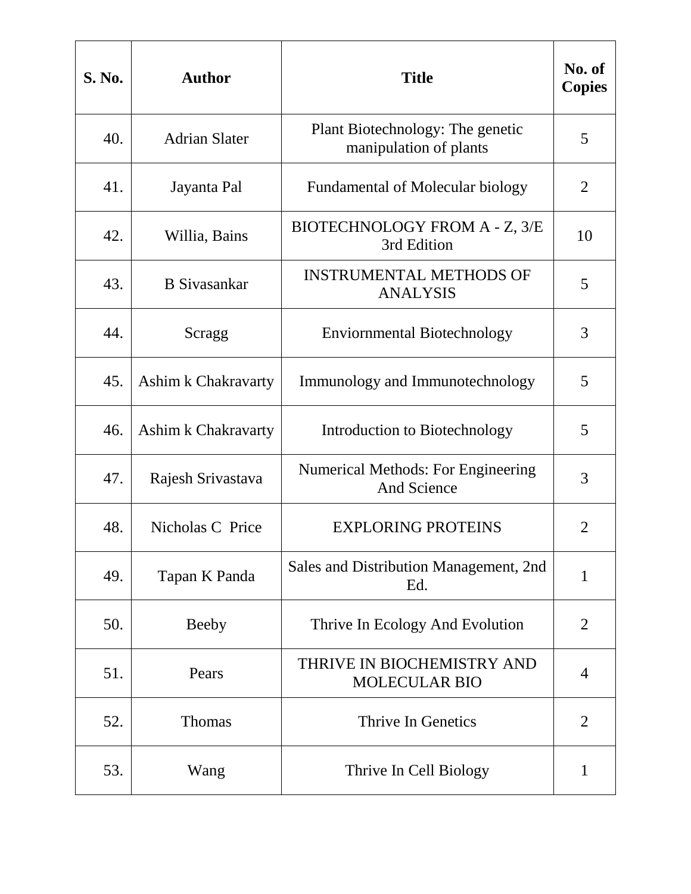| S. No. | Author | Title | No. of Copies |
|---|---|---|---|
| 40. | Adrian Slater | Plant Biotechnology: The genetic manipulation of plants | 5 |
| 41. | Jayanta Pal | Fundamental of Molecular biology | 2 |
| 42. | Willia, Bains | BIOTECHNOLOGY FROM A - Z, 3/E 3rd Edition | 10 |
| 43. | B Sivasankar | INSTRUMENTAL METHODS OF ANALYSIS | 5 |
| 44. | Scragg | Enviornmental Biotechnology | 3 |
| 45. | Ashim k Chakravarty | Immunology and Immunotechnology | 5 |
| 46. | Ashim k Chakravarty | Introduction to Biotechnology | 5 |
| 47. | Rajesh Srivastava | Numerical Methods: For Engineering And Science | 3 |
| 48. | Nicholas C Price | EXPLORING PROTEINS | 2 |
| 49. | Tapan K Panda | Sales and Distribution Management, 2nd Ed. | 1 |
| 50. | Beeby | Thrive In Ecology And Evolution | 2 |
| 51. | Pears | THRIVE IN BIOCHEMISTRY AND MOLECULAR BIO | 4 |
| 52. | Thomas | Thrive In Genetics | 2 |
| 53. | Wang | Thrive In Cell Biology | 1 |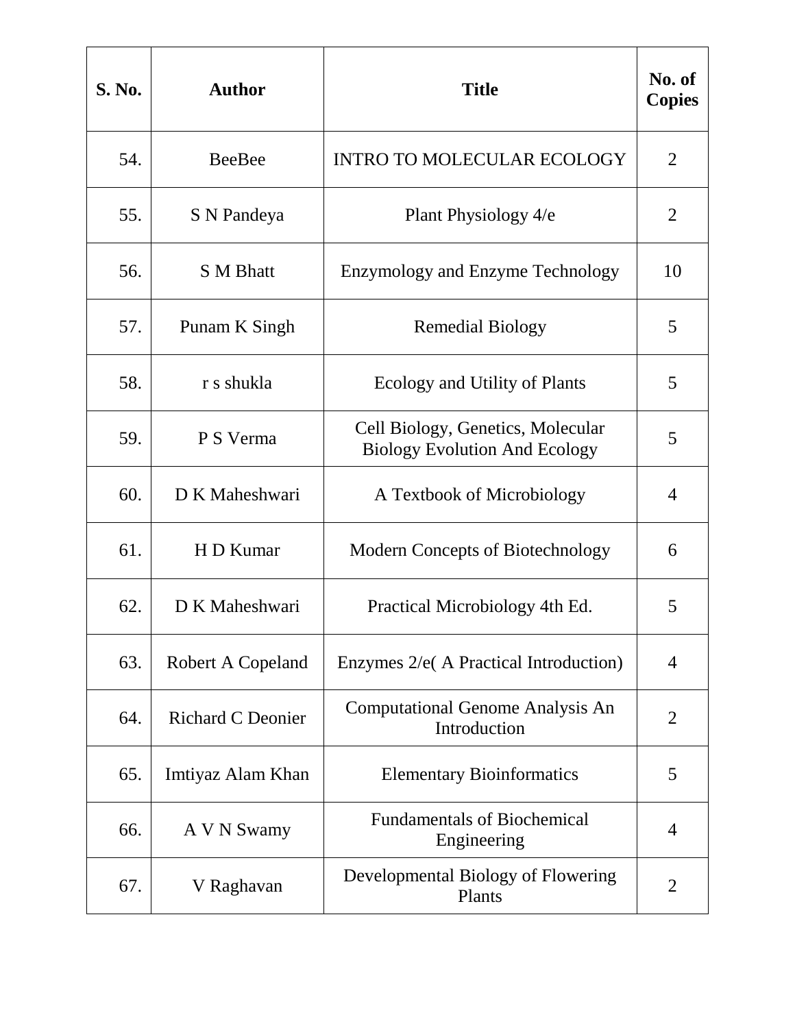| S. No. | Author | Title | No. of Copies |
|---|---|---|---|
| 54. | BeeBee | INTRO TO MOLECULAR ECOLOGY | 2 |
| 55. | S N Pandeya | Plant Physiology 4/e | 2 |
| 56. | S M Bhatt | Enzymology and Enzyme Technology | 10 |
| 57. | Punam K Singh | Remedial Biology | 5 |
| 58. | r s shukla | Ecology and Utility of Plants | 5 |
| 59. | P S Verma | Cell Biology, Genetics, Molecular Biology Evolution And Ecology | 5 |
| 60. | D K Maheshwari | A Textbook of Microbiology | 4 |
| 61. | H D Kumar | Modern Concepts of Biotechnology | 6 |
| 62. | D K Maheshwari | Practical Microbiology 4th Ed. | 5 |
| 63. | Robert A Copeland | Enzymes 2/e( A Practical Introduction) | 4 |
| 64. | Richard C Deonier | Computational Genome Analysis An Introduction | 2 |
| 65. | Imtiyaz Alam Khan | Elementary Bioinformatics | 5 |
| 66. | A V N Swamy | Fundamentals of Biochemical Engineering | 4 |
| 67. | V Raghavan | Developmental Biology of Flowering Plants | 2 |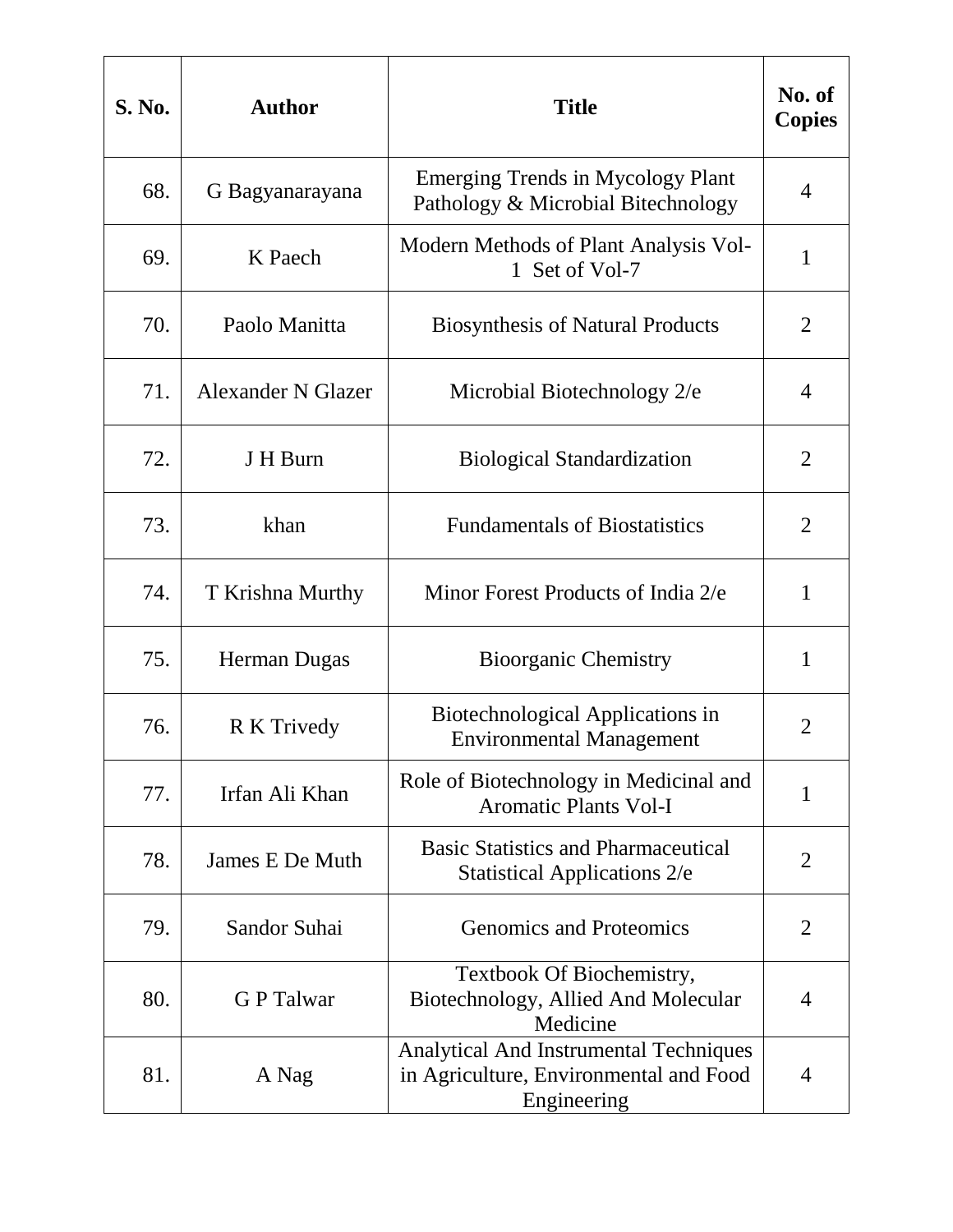| S. No. | Author | Title | No. of Copies |
|---|---|---|---|
| 68. | G Bagyanarayana | Emerging Trends in Mycology Plant Pathology & Microbial Bitechnology | 4 |
| 69. | K Paech | Modern Methods of Plant Analysis Vol-1 Set of Vol-7 | 1 |
| 70. | Paolo Manitta | Biosynthesis of Natural Products | 2 |
| 71. | Alexander N Glazer | Microbial Biotechnology 2/e | 4 |
| 72. | J H Burn | Biological Standardization | 2 |
| 73. | khan | Fundamentals of Biostatistics | 2 |
| 74. | T Krishna Murthy | Minor Forest Products of India 2/e | 1 |
| 75. | Herman Dugas | Bioorganic Chemistry | 1 |
| 76. | R K Trivedy | Biotechnological Applications in Environmental Management | 2 |
| 77. | Irfan Ali Khan | Role of Biotechnology in Medicinal and Aromatic Plants Vol-I | 1 |
| 78. | James E De Muth | Basic Statistics and Pharmaceutical Statistical Applications 2/e | 2 |
| 79. | Sandor Suhai | Genomics and Proteomics | 2 |
| 80. | G P Talwar | Textbook Of Biochemistry, Biotechnology, Allied And Molecular Medicine | 4 |
| 81. | A Nag | Analytical And Instrumental Techniques in Agriculture, Environmental and Food Engineering | 4 |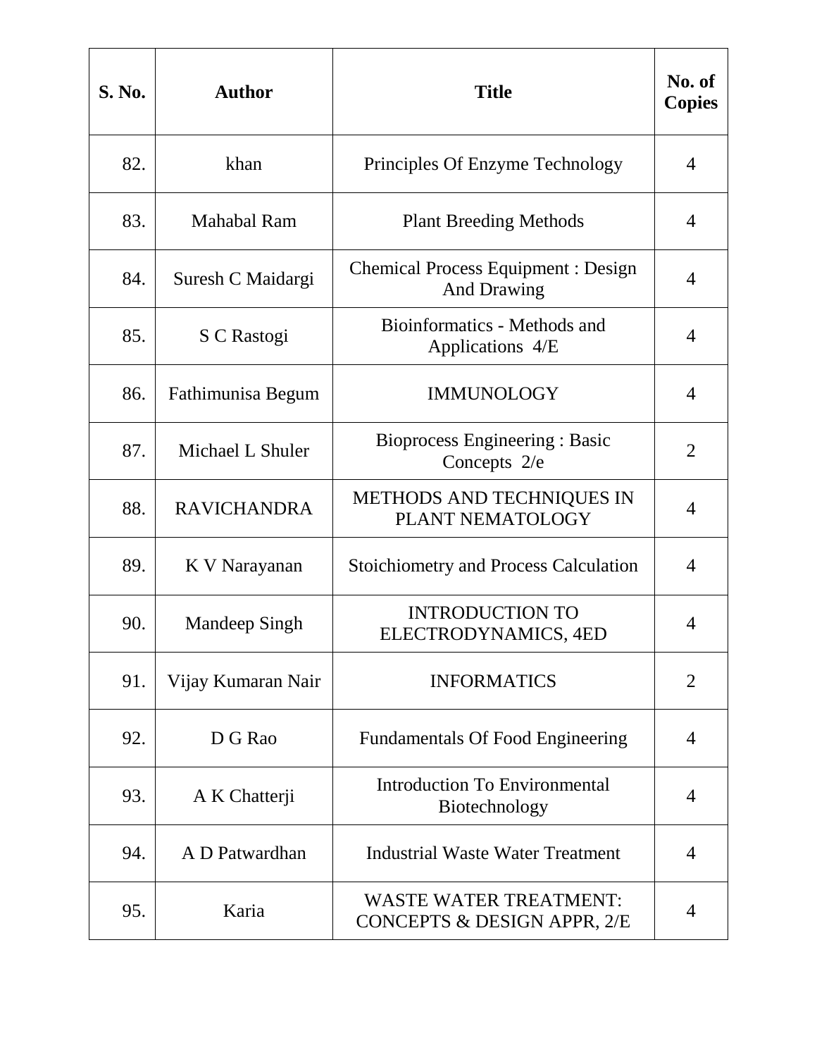| S. No. | Author | Title | No. of Copies |
|---|---|---|---|
| 82. | khan | Principles Of Enzyme Technology | 4 |
| 83. | Mahabal Ram | Plant Breeding Methods | 4 |
| 84. | Suresh C Maidargi | Chemical Process Equipment : Design And Drawing | 4 |
| 85. | S C Rastogi | Bioinformatics - Methods and Applications 4/E | 4 |
| 86. | Fathimunisa Begum | IMMUNOLOGY | 4 |
| 87. | Michael L Shuler | Bioprocess Engineering : Basic Concepts 2/e | 2 |
| 88. | RAVICHANDRA | METHODS AND TECHNIQUES IN PLANT NEMATOLOGY | 4 |
| 89. | K V Narayanan | Stoichiometry and Process Calculation | 4 |
| 90. | Mandeep Singh | INTRODUCTION TO ELECTRODYNAMICS, 4ED | 4 |
| 91. | Vijay Kumaran Nair | INFORMATICS | 2 |
| 92. | D G Rao | Fundamentals Of Food Engineering | 4 |
| 93. | A K Chatterji | Introduction To Environmental Biotechnology | 4 |
| 94. | A D Patwardhan | Industrial Waste Water Treatment | 4 |
| 95. | Karia | WASTE WATER TREATMENT: CONCEPTS & DESIGN APPR, 2/E | 4 |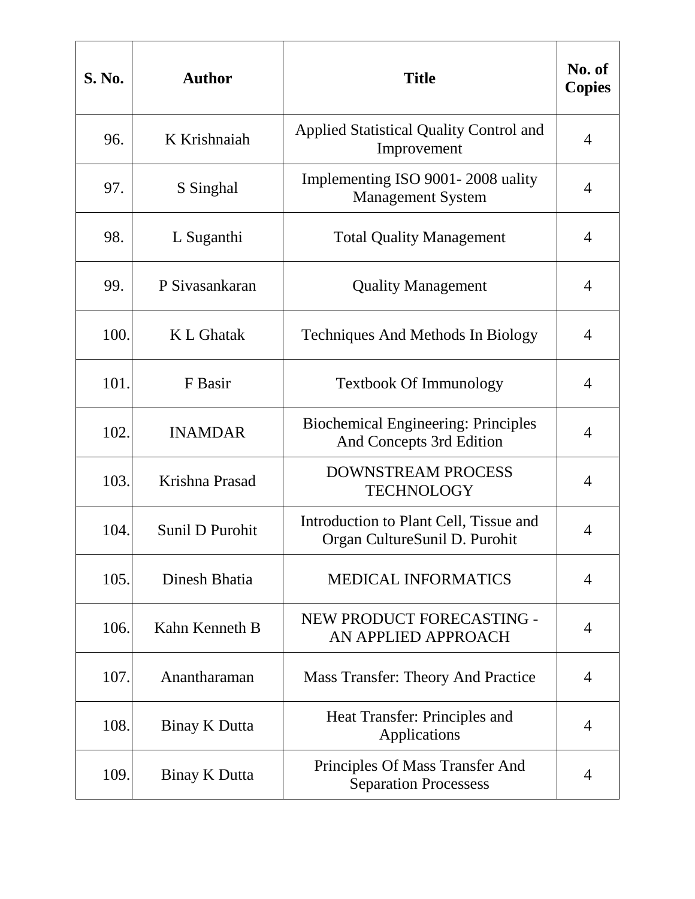| S. No. | Author | Title | No. of Copies |
|---|---|---|---|
| 96. | K Krishnaiah | Applied Statistical Quality Control and Improvement | 4 |
| 97. | S Singhal | Implementing ISO 9001- 2008 uality Management System | 4 |
| 98. | L Suganthi | Total Quality Management | 4 |
| 99. | P Sivasankaran | Quality Management | 4 |
| 100. | K L Ghatak | Techniques And Methods In Biology | 4 |
| 101. | F Basir | Textbook Of Immunology | 4 |
| 102. | INAMDAR | Biochemical Engineering: Principles And Concepts 3rd Edition | 4 |
| 103. | Krishna Prasad | DOWNSTREAM PROCESS TECHNOLOGY | 4 |
| 104. | Sunil D Purohit | Introduction to Plant Cell, Tissue and Organ CultureSunil D. Purohit | 4 |
| 105. | Dinesh Bhatia | MEDICAL INFORMATICS | 4 |
| 106. | Kahn Kenneth B | NEW PRODUCT FORECASTING - AN APPLIED APPROACH | 4 |
| 107. | Anantharaman | Mass Transfer: Theory And Practice | 4 |
| 108. | Binay K Dutta | Heat Transfer: Principles and Applications | 4 |
| 109. | Binay K Dutta | Principles Of Mass Transfer And Separation Processess | 4 |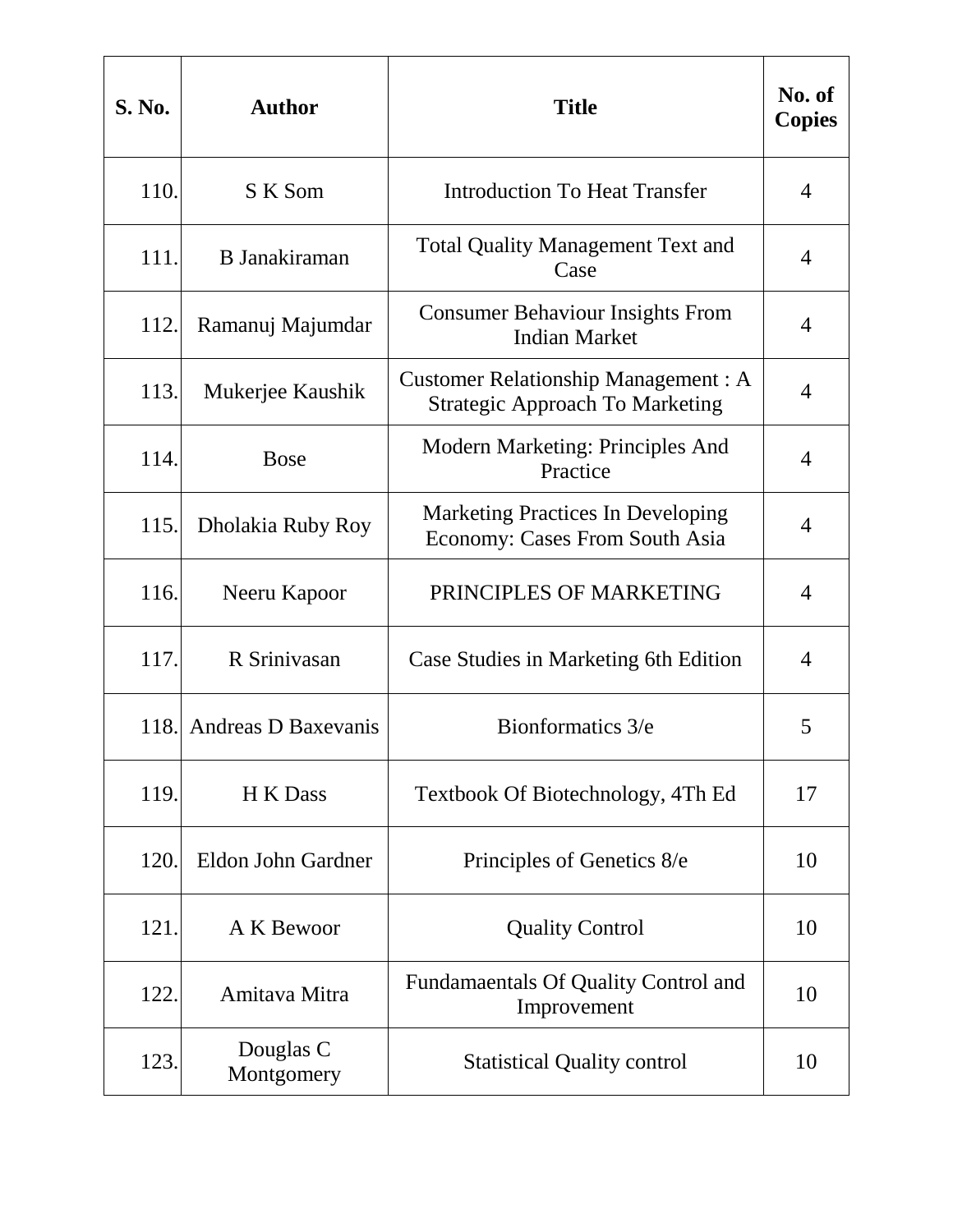| S. No. | Author | Title | No. of Copies |
|---|---|---|---|
| 110. | S K Som | Introduction To Heat Transfer | 4 |
| 111. | B Janakiraman | Total Quality Management Text and Case | 4 |
| 112. | Ramanuj Majumdar | Consumer Behaviour Insights From Indian Market | 4 |
| 113. | Mukerjee Kaushik | Customer Relationship Management : A Strategic Approach To Marketing | 4 |
| 114. | Bose | Modern Marketing: Principles And Practice | 4 |
| 115. | Dholakia Ruby Roy | Marketing Practices In Developing Economy: Cases From South Asia | 4 |
| 116. | Neeru Kapoor | PRINCIPLES OF MARKETING | 4 |
| 117. | R Srinivasan | Case Studies in Marketing 6th Edition | 4 |
| 118. | Andreas D Baxevanis | Bionformatics 3/e | 5 |
| 119. | H K Dass | Textbook Of Biotechnology, 4Th Ed | 17 |
| 120. | Eldon John Gardner | Principles of Genetics 8/e | 10 |
| 121. | A K Bewoor | Quality Control | 10 |
| 122. | Amitava Mitra | Fundamaentals Of Quality Control and Improvement | 10 |
| 123. | Douglas C Montgomery | Statistical Quality control | 10 |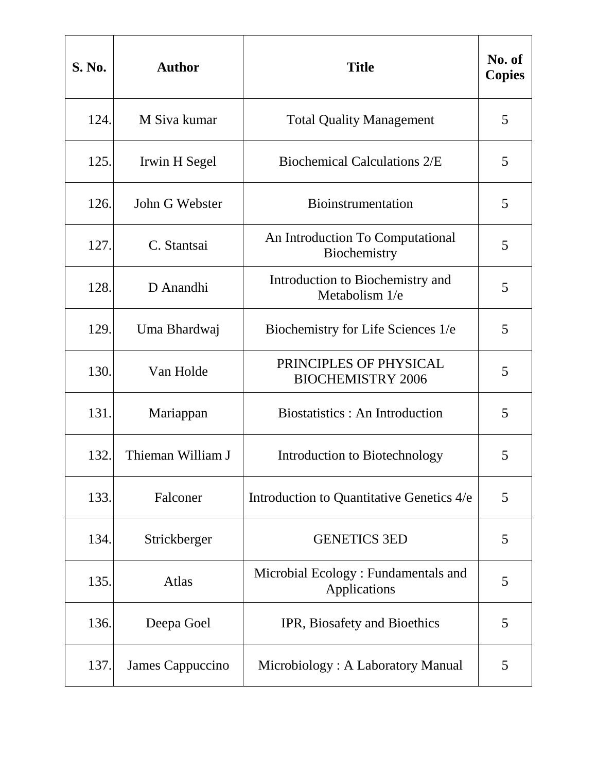| S. No. | Author | Title | No. of Copies |
|---|---|---|---|
| 124. | M Siva kumar | Total Quality Management | 5 |
| 125. | Irwin H Segel | Biochemical Calculations 2/E | 5 |
| 126. | John G Webster | Bioinstrumentation | 5 |
| 127. | C. Stantsai | An Introduction To Computational Biochemistry | 5 |
| 128. | D Anandhi | Introduction to Biochemistry and Metabolism 1/e | 5 |
| 129. | Uma Bhardwaj | Biochemistry for Life Sciences 1/e | 5 |
| 130. | Van Holde | PRINCIPLES OF PHYSICAL BIOCHEMISTRY 2006 | 5 |
| 131. | Mariappan | Biostatistics : An Introduction | 5 |
| 132. | Thieman William J | Introduction to Biotechnology | 5 |
| 133. | Falconer | Introduction to Quantitative Genetics 4/e | 5 |
| 134. | Strickberger | GENETICS 3ED | 5 |
| 135. | Atlas | Microbial Ecology : Fundamentals and Applications | 5 |
| 136. | Deepa Goel | IPR, Biosafety and Bioethics | 5 |
| 137. | James Cappuccino | Microbiology : A Laboratory Manual | 5 |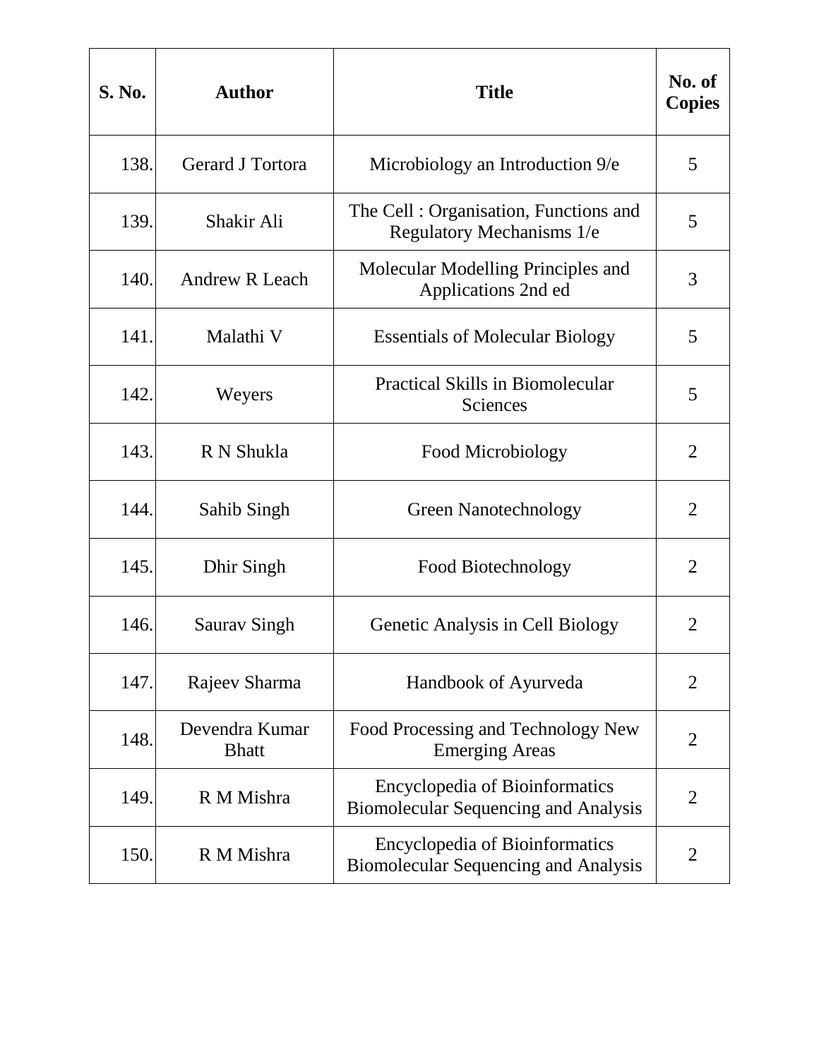| S. No. | Author | Title | No. of Copies |
|---|---|---|---|
| 138. | Gerard J Tortora | Microbiology an Introduction 9/e | 5 |
| 139. | Shakir Ali | The Cell : Organisation, Functions and Regulatory Mechanisms 1/e | 5 |
| 140. | Andrew R Leach | Molecular Modelling Principles and Applications 2nd ed | 3 |
| 141. | Malathi V | Essentials of Molecular Biology | 5 |
| 142. | Weyers | Practical Skills in Biomolecular Sciences | 5 |
| 143. | R N Shukla | Food Microbiology | 2 |
| 144. | Sahib Singh | Green Nanotechnology | 2 |
| 145. | Dhir Singh | Food Biotechnology | 2 |
| 146. | Saurav Singh | Genetic Analysis in Cell Biology | 2 |
| 147. | Rajeev Sharma | Handbook of Ayurveda | 2 |
| 148. | Devendra Kumar Bhatt | Food Processing and Technology New Emerging Areas | 2 |
| 149. | R M Mishra | Encyclopedia of Bioinformatics Biomolecular Sequencing and Analysis | 2 |
| 150. | R M Mishra | Encyclopedia of Bioinformatics Biomolecular Sequencing and Analysis | 2 |